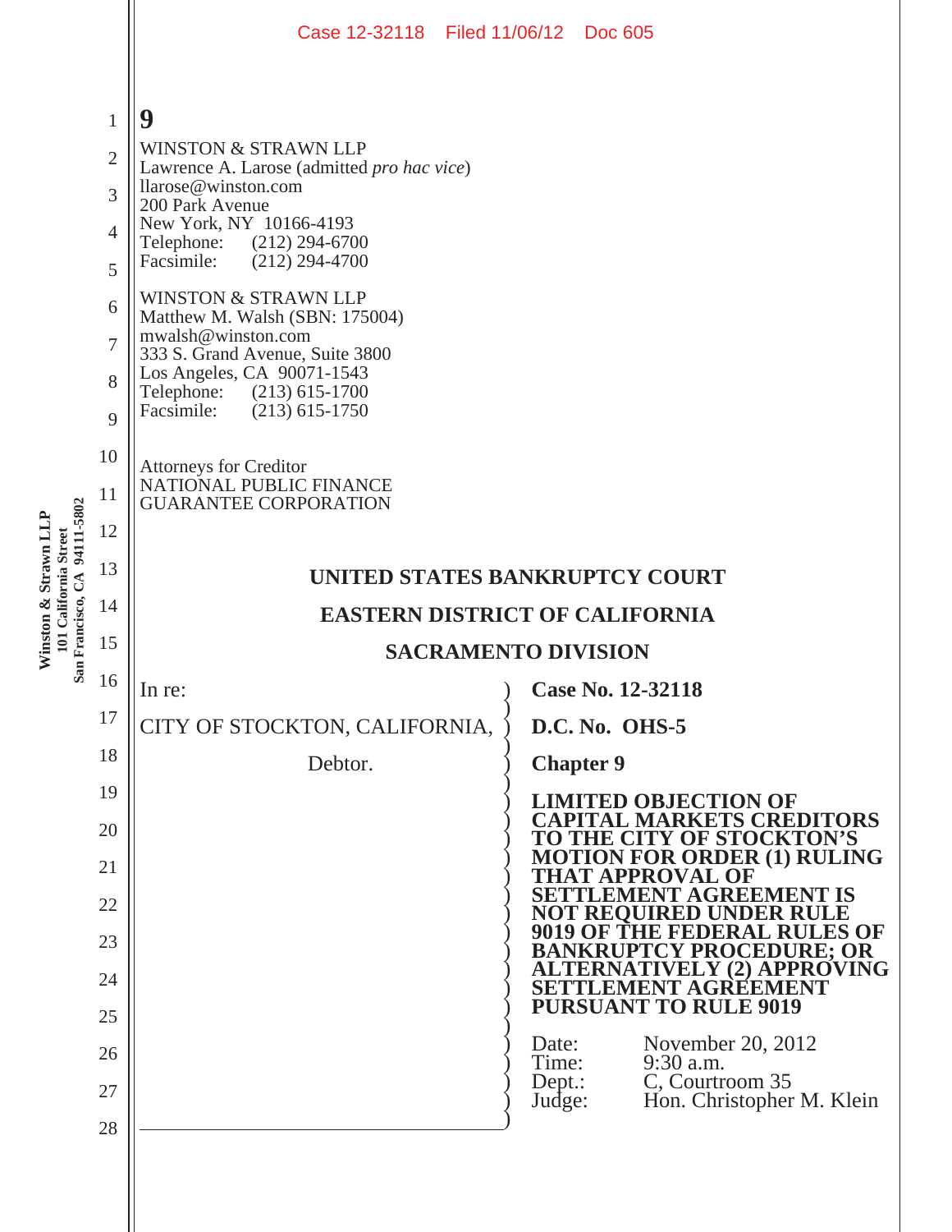WINSTON & STRAWN LLP
Lawrence A. Larose (admitted *pro hac vice*)
llarose@winston.com
200 Park Avenue
New York, NY 10166-4193
Telephone: (212) 294-6700
Facsimile: (212) 294-4700

WINSTON & STRAWN LLP
Matthew M. Walsh (SBN: 175004)
mwalsh@winston.com
333 S. Grand Avenue, Suite 3800
Los Angeles, CA 90071-1543
Telephone: (213) 615-1700
Facsimile: (213) 615-1750

Attorneys for Creditor
NATIONAL PUBLIC FINANCE
GUARANTEE CORPORATION

**UNITED STATES BANKRUPTCY COURT**

**EASTERN DISTRICT OF CALIFORNIA**

**SACRAMENTO DIVISION**

In re:

CITY OF STOCKTON, CALIFORNIA,

Debtor.

**Case No. 12-32118**

**D.C. No. OHS-5**

**Chapter 9**

**LIMITED OBJECTION OF CAPITAL MARKETS CREDITORS TO THE CITY OF STOCKTON'S MOTION FOR ORDER (1) RULING THAT APPROVAL OF SETTLEMENT AGREEMENT IS NOT REQUIRED UNDER RULE 9019 OF THE FEDERAL RULES OF BANKRUPTCY PROCEDURE; OR ALTERNATIVELY (2) APPROVING SETTLEMENT AGREEMENT PURSUANT TO RULE 9019**

Date: November 20, 2012
Time: 9:30 a.m.
Dept.: C, Courtroom 35
Judge: Hon. Christopher M. Klein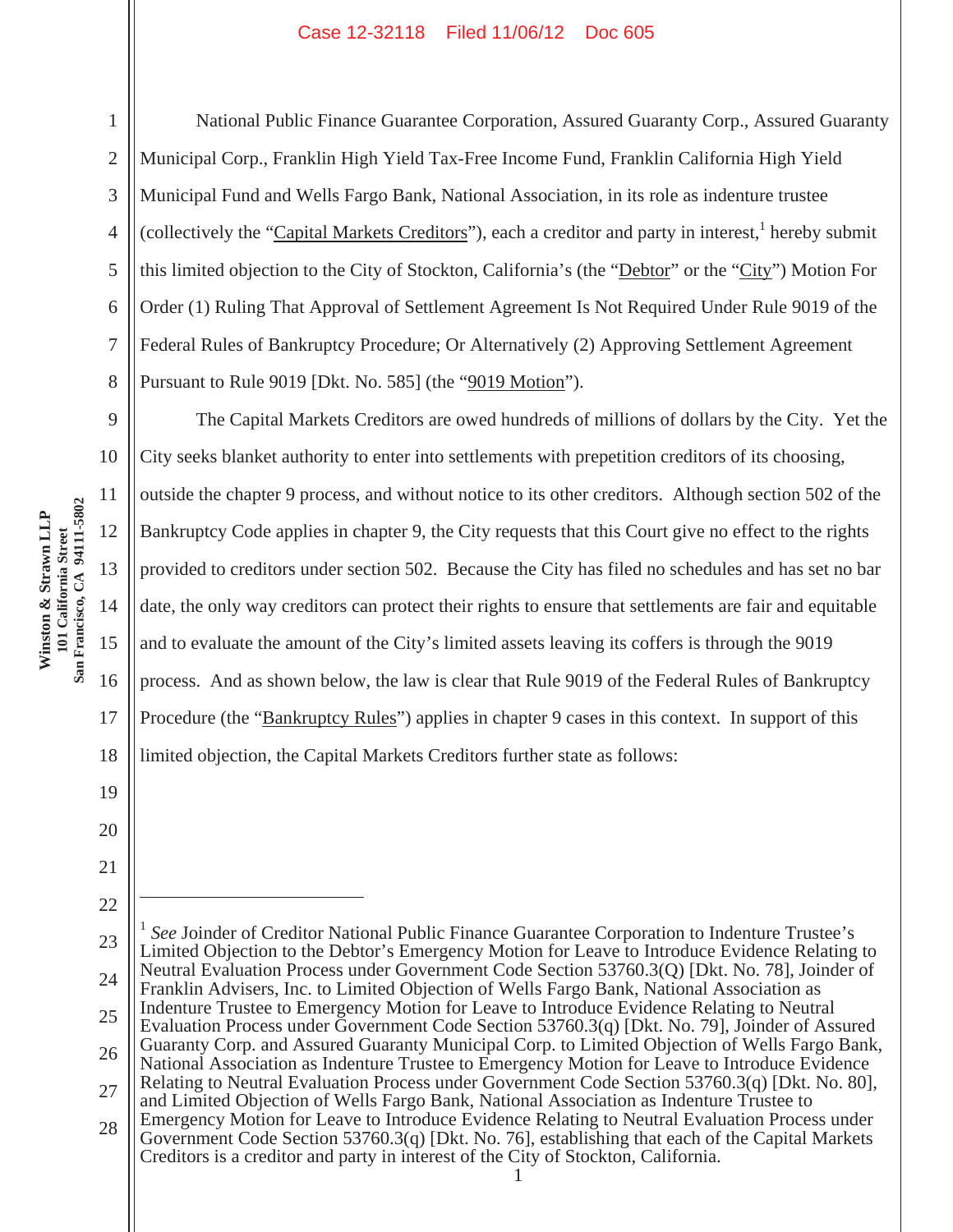National Public Finance Guarantee Corporation, Assured Guaranty Corp., Assured Guaranty Municipal Corp., Franklin High Yield Tax-Free Income Fund, Franklin California High Yield Municipal Fund and Wells Fargo Bank, National Association, in its role as indenture trustee (collectively the "Capital Markets Creditors"), each a creditor and party in interest,[1] hereby submit this limited objection to the City of Stockton, California's (the "Debtor" or the "City") Motion For Order (1) Ruling That Approval of Settlement Agreement Is Not Required Under Rule 9019 of the Federal Rules of Bankruptcy Procedure; Or Alternatively (2) Approving Settlement Agreement Pursuant to Rule 9019 [Dkt. No. 585] (the "9019 Motion").

The Capital Markets Creditors are owed hundreds of millions of dollars by the City. Yet the City seeks blanket authority to enter into settlements with prepetition creditors of its choosing, outside the chapter 9 process, and without notice to its other creditors. Although section 502 of the Bankruptcy Code applies in chapter 9, the City requests that this Court give no effect to the rights provided to creditors under section 502. Because the City has filed no schedules and has set no bar date, the only way creditors can protect their rights to ensure that settlements are fair and equitable and to evaluate the amount of the City's limited assets leaving its coffers is through the 9019 process. And as shown below, the law is clear that Rule 9019 of the Federal Rules of Bankruptcy Procedure (the "Bankruptcy Rules") applies in chapter 9 cases in this context. In support of this limited objection, the Capital Markets Creditors further state as follows:

---

[1] *See* Joinder of Creditor National Public Finance Guarantee Corporation to Indenture Trustee's Limited Objection to the Debtor's Emergency Motion for Leave to Introduce Evidence Relating to Neutral Evaluation Process under Government Code Section 53760.3(Q) [Dkt. No. 78], Joinder of Franklin Advisers, Inc. to Limited Objection of Wells Fargo Bank, National Association as Indenture Trustee to Emergency Motion for Leave to Introduce Evidence Relating to Neutral Evaluation Process under Government Code Section 53760.3(q) [Dkt. No. 79], Joinder of Assured Guaranty Corp. and Assured Guaranty Municipal Corp. to Limited Objection of Wells Fargo Bank, National Association as Indenture Trustee to Emergency Motion for Leave to Introduce Evidence Relating to Neutral Evaluation Process under Government Code Section 53760.3(q) [Dkt. No. 80], and Limited Objection of Wells Fargo Bank, National Association as Indenture Trustee to Emergency Motion for Leave to Introduce Evidence Relating to Neutral Evaluation Process under Government Code Section 53760.3(q) [Dkt. No. 76], establishing that each of the Capital Markets Creditors is a creditor and party in interest of the City of Stockton, California.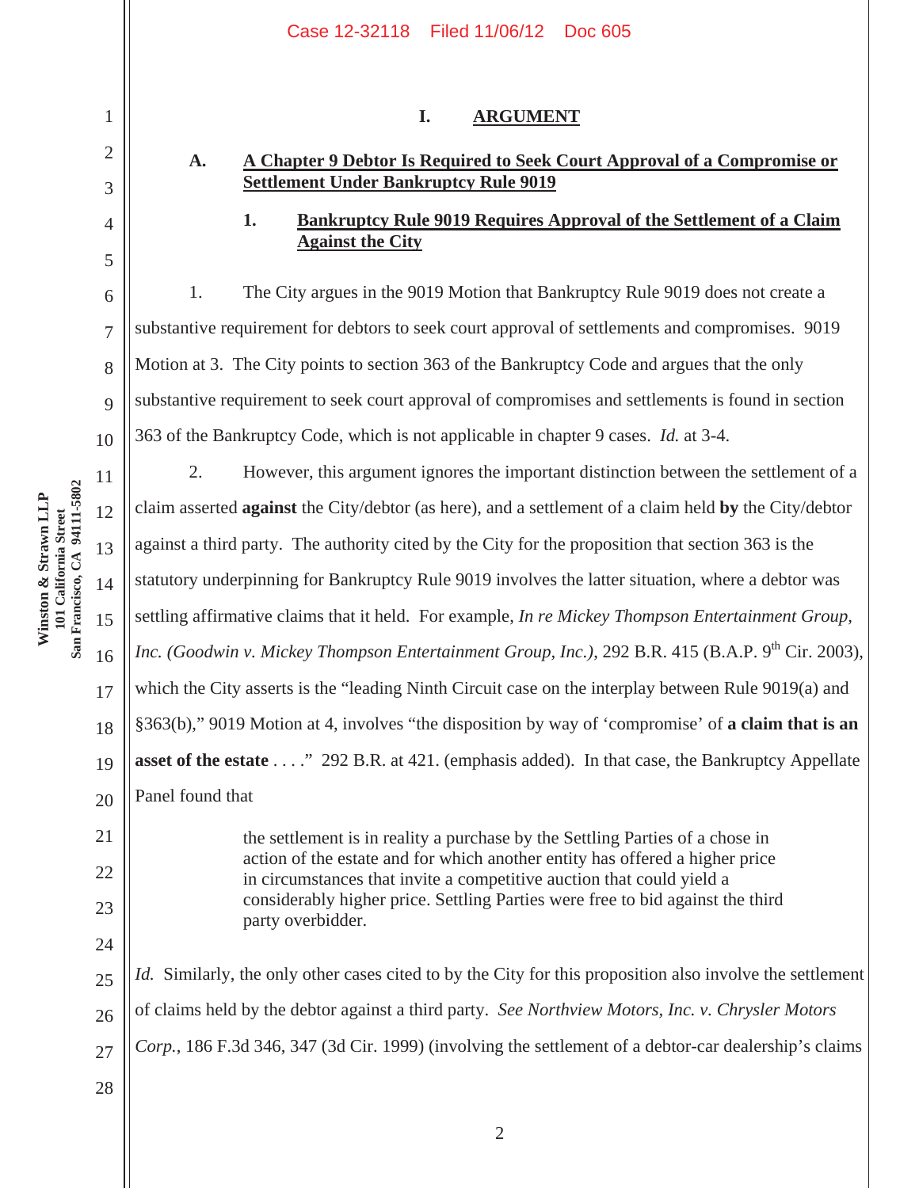# I. ARGUMENT

## A. A Chapter 9 Debtor Is Required to Seek Court Approval of a Compromise or Settlement Under Bankruptcy Rule 9019

### 1. Bankruptcy Rule 9019 Requires Approval of the Settlement of a Claim Against the City

1. The City argues in the 9019 Motion that Bankruptcy Rule 9019 does not create a substantive requirement for debtors to seek court approval of settlements and compromises. 9019 Motion at 3. The City points to section 363 of the Bankruptcy Code and argues that the only substantive requirement to seek court approval of compromises and settlements is found in section 363 of the Bankruptcy Code, which is not applicable in chapter 9 cases. *Id.* at 3-4.

2. However, this argument ignores the important distinction between the settlement of a claim asserted **against** the City/debtor (as here), and a settlement of a claim held **by** the City/debtor against a third party. The authority cited by the City for the proposition that section 363 is the statutory underpinning for Bankruptcy Rule 9019 involves the latter situation, where a debtor was settling affirmative claims that it held. For example, *In re Mickey Thompson Entertainment Group, Inc. (Goodwin v. Mickey Thompson Entertainment Group, Inc.)*, 292 B.R. 415 (B.A.P. 9th Cir. 2003), which the City asserts is the "leading Ninth Circuit case on the interplay between Rule 9019(a) and §363(b)," 9019 Motion at 4, involves "the disposition by way of 'compromise' of **a claim that is an asset of the estate** . . . ." 292 B.R. at 421. (emphasis added). In that case, the Bankruptcy Appellate Panel found that

> the settlement is in reality a purchase by the Settling Parties of a chose in action of the estate and for which another entity has offered a higher price in circumstances that invite a competitive auction that could yield a considerably higher price. Settling Parties were free to bid against the third party overbidder.

*Id.* Similarly, the only other cases cited to by the City for this proposition also involve the settlement of claims held by the debtor against a third party. *See Northview Motors, Inc. v. Chrysler Motors Corp.*, 186 F.3d 346, 347 (3d Cir. 1999) (involving the settlement of a debtor-car dealership's claims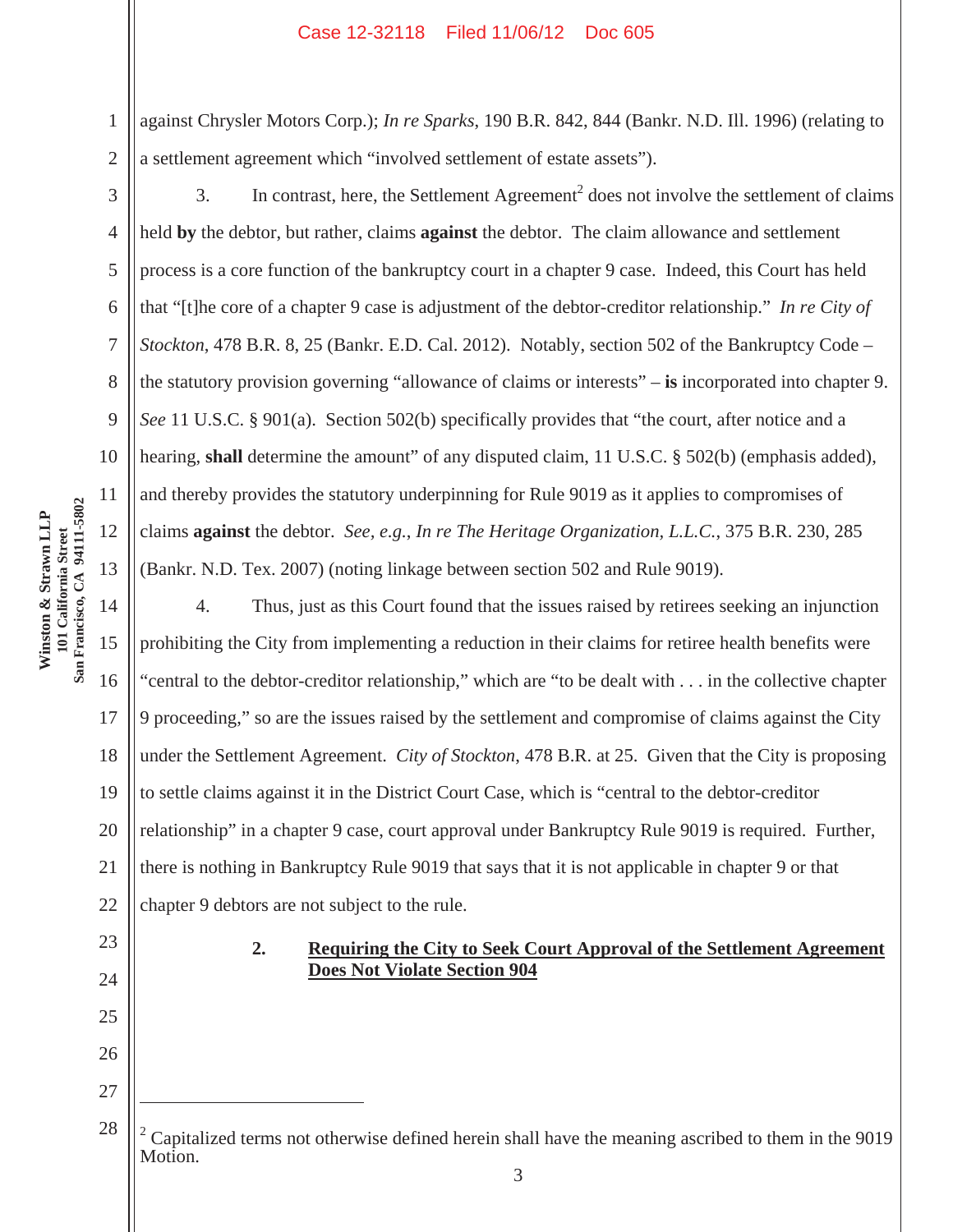against Chrysler Motors Corp.); *In re Sparks*, 190 B.R. 842, 844 (Bankr. N.D. Ill. 1996) (relating to a settlement agreement which "involved settlement of estate assets").

3. In contrast, here, the Settlement Agreement[2] does not involve the settlement of claims held **by** the debtor, but rather, claims **against** the debtor. The claim allowance and settlement process is a core function of the bankruptcy court in a chapter 9 case. Indeed, this Court has held that "[t]he core of a chapter 9 case is adjustment of the debtor-creditor relationship." *In re City of Stockton*, 478 B.R. 8, 25 (Bankr. E.D. Cal. 2012). Notably, section 502 of the Bankruptcy Code – the statutory provision governing "allowance of claims or interests" – **is** incorporated into chapter 9. *See* 11 U.S.C. § 901(a). Section 502(b) specifically provides that "the court, after notice and a hearing, **shall** determine the amount" of any disputed claim, 11 U.S.C. § 502(b) (emphasis added), and thereby provides the statutory underpinning for Rule 9019 as it applies to compromises of claims **against** the debtor. *See, e.g.*, *In re The Heritage Organization, L.L.C.*, 375 B.R. 230, 285 (Bankr. N.D. Tex. 2007) (noting linkage between section 502 and Rule 9019).

4. Thus, just as this Court found that the issues raised by retirees seeking an injunction prohibiting the City from implementing a reduction in their claims for retiree health benefits were "central to the debtor-creditor relationship," which are "to be dealt with . . . in the collective chapter 9 proceeding," so are the issues raised by the settlement and compromise of claims against the City under the Settlement Agreement. *City of Stockton*, 478 B.R. at 25. Given that the City is proposing to settle claims against it in the District Court Case, which is "central to the debtor-creditor relationship" in a chapter 9 case, court approval under Bankruptcy Rule 9019 is required. Further, there is nothing in Bankruptcy Rule 9019 that says that it is not applicable in chapter 9 or that chapter 9 debtors are not subject to the rule.

### 2. <u>Requiring the City to Seek Court Approval of the Settlement Agreement Does Not Violate Section 904</u>

---

[2] Capitalized terms not otherwise defined herein shall have the meaning ascribed to them in the 9019 Motion.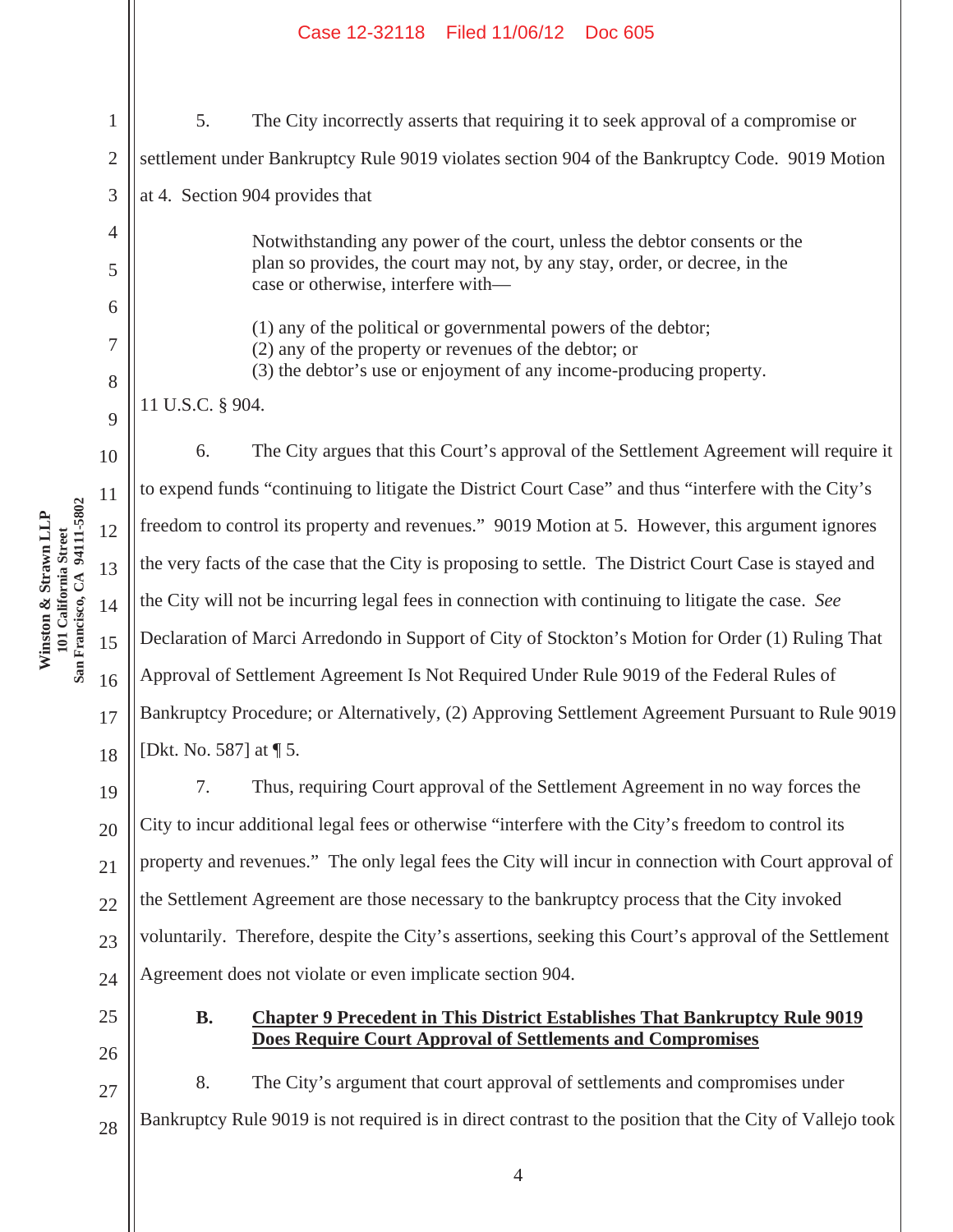5. The City incorrectly asserts that requiring it to seek approval of a compromise or settlement under Bankruptcy Rule 9019 violates section 904 of the Bankruptcy Code. 9019 Motion at 4. Section 904 provides that

> Notwithstanding any power of the court, unless the debtor consents or the plan so provides, the court may not, by any stay, order, or decree, in the case or otherwise, interfere with—
>
> (1) any of the political or governmental powers of the debtor;
> (2) any of the property or revenues of the debtor; or
> (3) the debtor's use or enjoyment of any income-producing property.

11 U.S.C. § 904.

6. The City argues that this Court's approval of the Settlement Agreement will require it to expend funds "continuing to litigate the District Court Case" and thus "interfere with the City's freedom to control its property and revenues." 9019 Motion at 5. However, this argument ignores the very facts of the case that the City is proposing to settle. The District Court Case is stayed and the City will not be incurring legal fees in connection with continuing to litigate the case. *See* Declaration of Marci Arredondo in Support of City of Stockton's Motion for Order (1) Ruling That Approval of Settlement Agreement Is Not Required Under Rule 9019 of the Federal Rules of Bankruptcy Procedure; or Alternatively, (2) Approving Settlement Agreement Pursuant to Rule 9019 [Dkt. No. 587] at ¶ 5.

7. Thus, requiring Court approval of the Settlement Agreement in no way forces the City to incur additional legal fees or otherwise "interfere with the City's freedom to control its property and revenues." The only legal fees the City will incur in connection with Court approval of the Settlement Agreement are those necessary to the bankruptcy process that the City invoked voluntarily. Therefore, despite the City's assertions, seeking this Court's approval of the Settlement Agreement does not violate or even implicate section 904.

### B. Chapter 9 Precedent in This District Establishes That Bankruptcy Rule 9019 Does Require Court Approval of Settlements and Compromises

8. The City's argument that court approval of settlements and compromises under Bankruptcy Rule 9019 is not required is in direct contrast to the position that the City of Vallejo took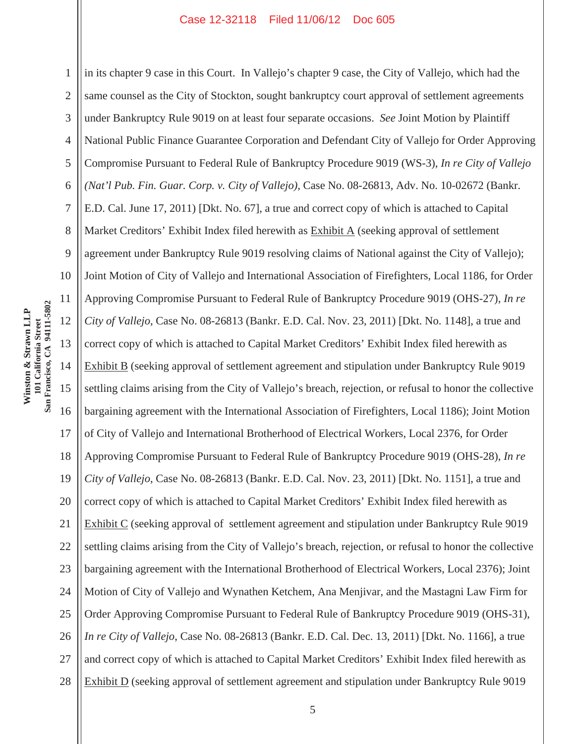in its chapter 9 case in this Court. In Vallejo's chapter 9 case, the City of Vallejo, which had the same counsel as the City of Stockton, sought bankruptcy court approval of settlement agreements under Bankruptcy Rule 9019 on at least four separate occasions. *See* Joint Motion by Plaintiff National Public Finance Guarantee Corporation and Defendant City of Vallejo for Order Approving Compromise Pursuant to Federal Rule of Bankruptcy Procedure 9019 (WS-3), *In re City of Vallejo (Nat'l Pub. Fin. Guar. Corp. v. City of Vallejo)*, Case No. 08-26813, Adv. No. 10-02672 (Bankr. E.D. Cal. June 17, 2011) [Dkt. No. 67], a true and correct copy of which is attached to Capital Market Creditors' Exhibit Index filed herewith as Exhibit A (seeking approval of settlement agreement under Bankruptcy Rule 9019 resolving claims of National against the City of Vallejo); Joint Motion of City of Vallejo and International Association of Firefighters, Local 1186, for Order Approving Compromise Pursuant to Federal Rule of Bankruptcy Procedure 9019 (OHS-27), *In re City of Vallejo*, Case No. 08-26813 (Bankr. E.D. Cal. Nov. 23, 2011) [Dkt. No. 1148], a true and correct copy of which is attached to Capital Market Creditors' Exhibit Index filed herewith as Exhibit B (seeking approval of settlement agreement and stipulation under Bankruptcy Rule 9019 settling claims arising from the City of Vallejo's breach, rejection, or refusal to honor the collective bargaining agreement with the International Association of Firefighters, Local 1186); Joint Motion of City of Vallejo and International Brotherhood of Electrical Workers, Local 2376, for Order Approving Compromise Pursuant to Federal Rule of Bankruptcy Procedure 9019 (OHS-28), *In re City of Vallejo*, Case No. 08-26813 (Bankr. E.D. Cal. Nov. 23, 2011) [Dkt. No. 1151], a true and correct copy of which is attached to Capital Market Creditors' Exhibit Index filed herewith as Exhibit C (seeking approval of settlement agreement and stipulation under Bankruptcy Rule 9019 settling claims arising from the City of Vallejo's breach, rejection, or refusal to honor the collective bargaining agreement with the International Brotherhood of Electrical Workers, Local 2376); Joint Motion of City of Vallejo and Wynathen Ketchem, Ana Menjivar, and the Mastagni Law Firm for Order Approving Compromise Pursuant to Federal Rule of Bankruptcy Procedure 9019 (OHS-31), *In re City of Vallejo*, Case No. 08-26813 (Bankr. E.D. Cal. Dec. 13, 2011) [Dkt. No. 1166], a true and correct copy of which is attached to Capital Market Creditors' Exhibit Index filed herewith as Exhibit D (seeking approval of settlement agreement and stipulation under Bankruptcy Rule 9019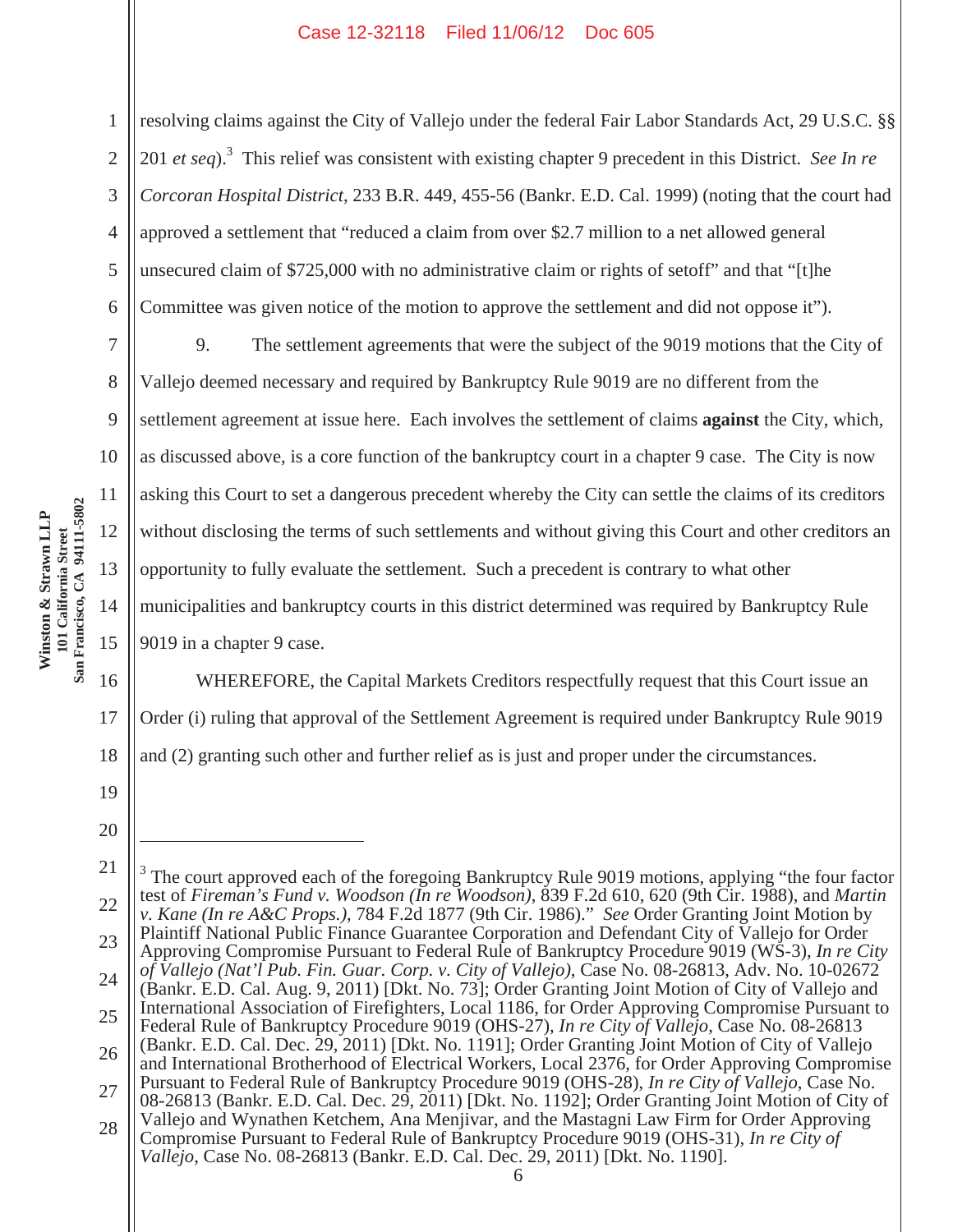resolving claims against the City of Vallejo under the federal Fair Labor Standards Act, 29 U.S.C. §§ 201 *et seq*).[3] This relief was consistent with existing chapter 9 precedent in this District. *See In re Corcoran Hospital District*, 233 B.R. 449, 455-56 (Bankr. E.D. Cal. 1999) (noting that the court had approved a settlement that "reduced a claim from over $2.7 million to a net allowed general unsecured claim of $725,000 with no administrative claim or rights of setoff" and that "[t]he Committee was given notice of the motion to approve the settlement and did not oppose it").

9. The settlement agreements that were the subject of the 9019 motions that the City of Vallejo deemed necessary and required by Bankruptcy Rule 9019 are no different from the settlement agreement at issue here. Each involves the settlement of claims **against** the City, which, as discussed above, is a core function of the bankruptcy court in a chapter 9 case. The City is now asking this Court to set a dangerous precedent whereby the City can settle the claims of its creditors without disclosing the terms of such settlements and without giving this Court and other creditors an opportunity to fully evaluate the settlement. Such a precedent is contrary to what other municipalities and bankruptcy courts in this district determined was required by Bankruptcy Rule 9019 in a chapter 9 case.

WHEREFORE, the Capital Markets Creditors respectfully request that this Court issue an Order (i) ruling that approval of the Settlement Agreement is required under Bankruptcy Rule 9019 and (2) granting such other and further relief as is just and proper under the circumstances.

---

[3] The court approved each of the foregoing Bankruptcy Rule 9019 motions, applying "the four factor test of *Fireman's Fund v. Woodson (In re Woodson)*, 839 F.2d 610, 620 (9th Cir. 1988), and *Martin v. Kane (In re A&C Props.)*, 784 F.2d 1877 (9th Cir. 1986)." *See* Order Granting Joint Motion by Plaintiff National Public Finance Guarantee Corporation and Defendant City of Vallejo for Order Approving Compromise Pursuant to Federal Rule of Bankruptcy Procedure 9019 (WS-3), *In re City of Vallejo (Nat'l Pub. Fin. Guar. Corp. v. City of Vallejo)*, Case No. 08-26813, Adv. No. 10-02672 (Bankr. E.D. Cal. Aug. 9, 2011) [Dkt. No. 73]; Order Granting Joint Motion of City of Vallejo and International Association of Firefighters, Local 1186, for Order Approving Compromise Pursuant to Federal Rule of Bankruptcy Procedure 9019 (OHS-27), *In re City of Vallejo*, Case No. 08-26813 (Bankr. E.D. Cal. Dec. 29, 2011) [Dkt. No. 1191]; Order Granting Joint Motion of City of Vallejo and International Brotherhood of Electrical Workers, Local 2376, for Order Approving Compromise Pursuant to Federal Rule of Bankruptcy Procedure 9019 (OHS-28), *In re City of Vallejo*, Case No. 08-26813 (Bankr. E.D. Cal. Dec. 29, 2011) [Dkt. No. 1192]; Order Granting Joint Motion of City of Vallejo and Wynathen Ketchem, Ana Menjivar, and the Mastagni Law Firm for Order Approving Compromise Pursuant to Federal Rule of Bankruptcy Procedure 9019 (OHS-31), *In re City of Vallejo*, Case No. 08-26813 (Bankr. E.D. Cal. Dec. 29, 2011) [Dkt. No. 1190].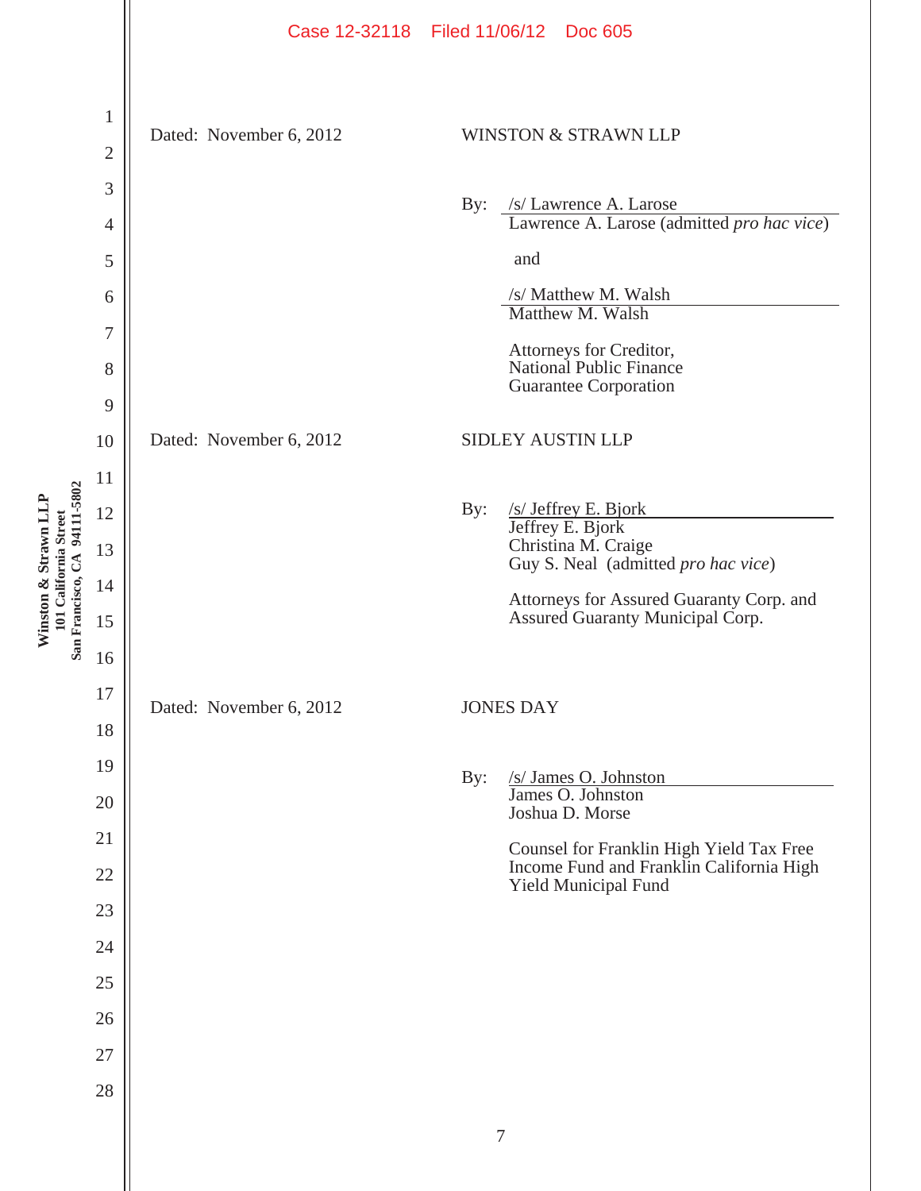Dated: November 6, 2012

WINSTON & STRAWN LLP

By: /s/ Lawrence A. Larose
Lawrence A. Larose (admitted *pro hac vice*)

and

/s/ Matthew M. Walsh
Matthew M. Walsh

Attorneys for Creditor,
National Public Finance
Guarantee Corporation

Dated: November 6, 2012

SIDLEY AUSTIN LLP

By: /s/ Jeffrey E. Bjork
Jeffrey E. Bjork
Christina M. Craige
Guy S. Neal (admitted *pro hac vice*)

Attorneys for Assured Guaranty Corp. and
Assured Guaranty Municipal Corp.

Dated: November 6, 2012

JONES DAY

By: /s/ James O. Johnston
James O. Johnston
Joshua D. Morse

Counsel for Franklin High Yield Tax Free
Income Fund and Franklin California High
Yield Municipal Fund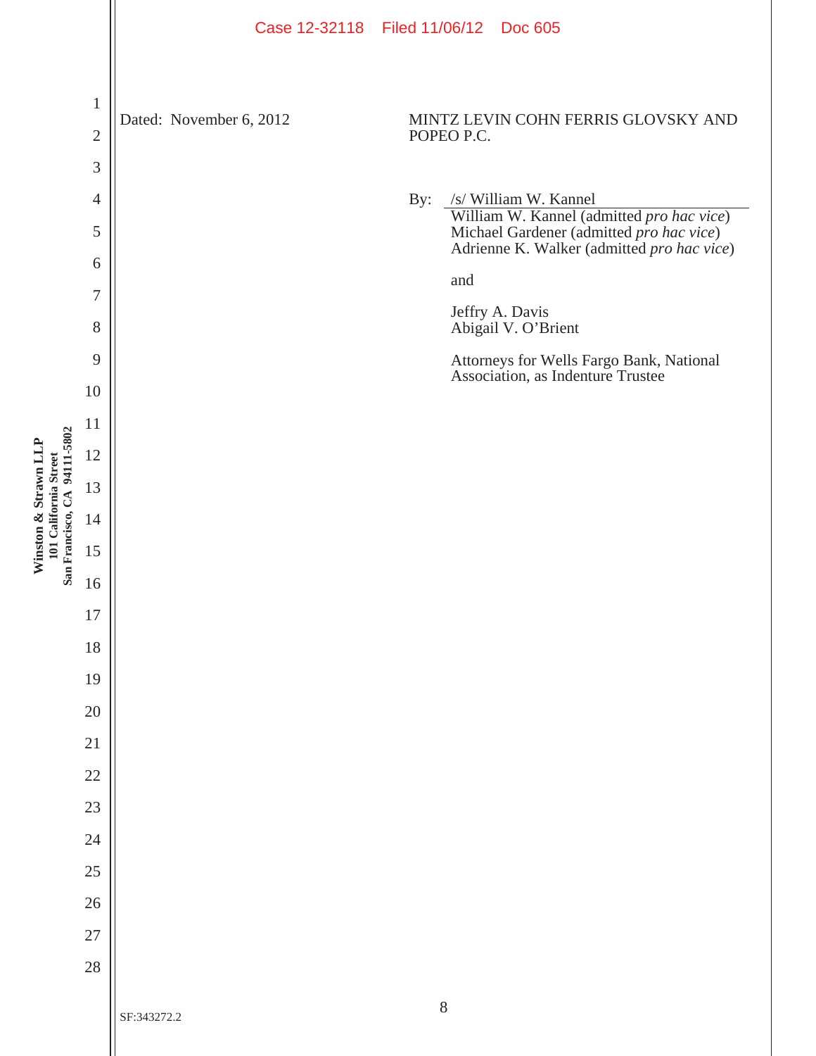Dated: November 6, 2012

MINTZ LEVIN COHN FERRIS GLOVSKY AND POPEO P.C.

By: /s/ William W. Kannel
William W. Kannel (admitted *pro hac vice*)
Michael Gardener (admitted *pro hac vice*)
Adrienne K. Walker (admitted *pro hac vice*)

and

Jeffry A. Davis
Abigail V. O'Brient

Attorneys for Wells Fargo Bank, National Association, as Indenture Trustee

SF:343272.2